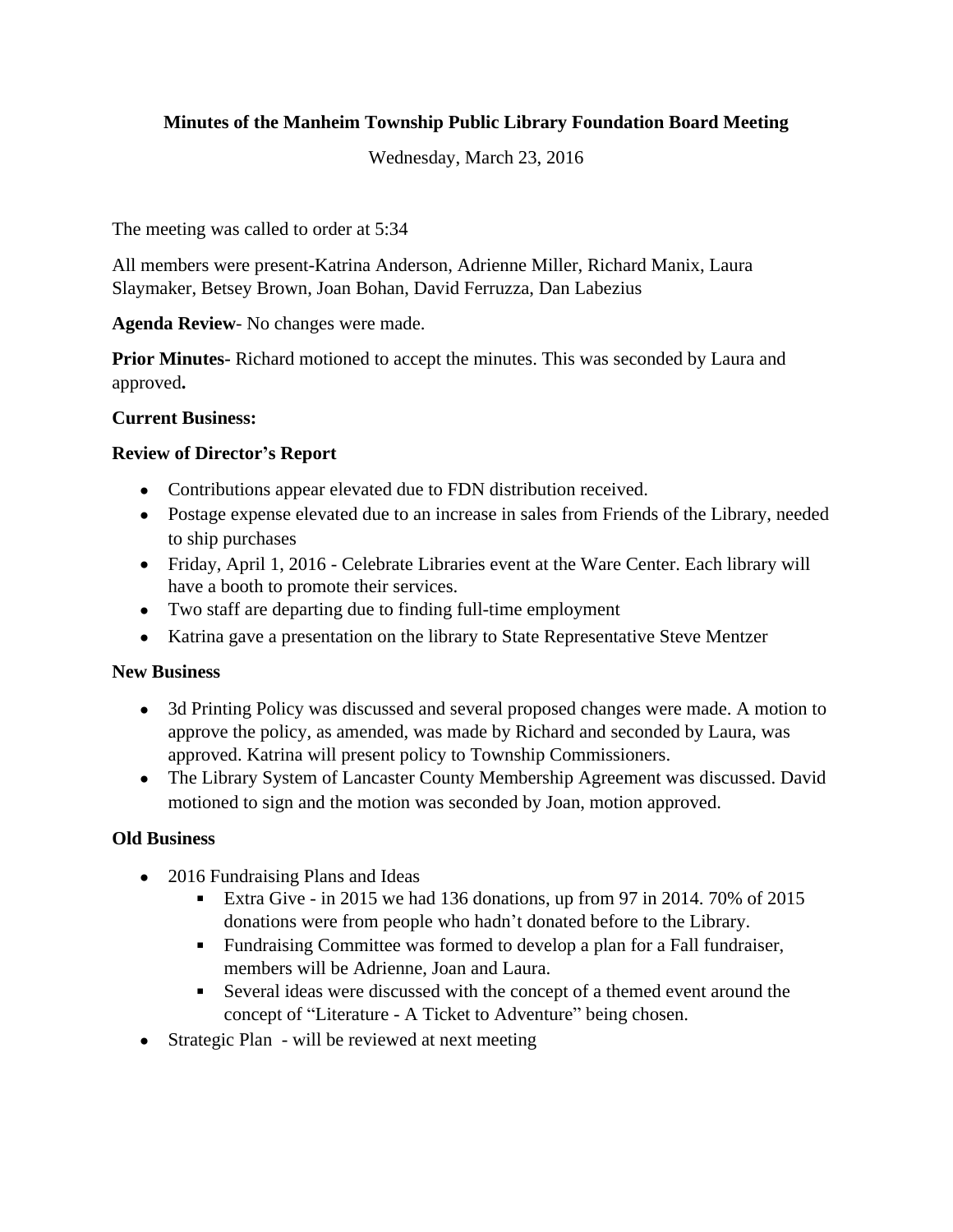**Minutes of the Manheim Township Public Library Foundation Board Meeting**

Wednesday, March 23, 2016

The meeting was called to order at 5:34

All members were present-Katrina Anderson, Adrienne Miller, Richard Manix, Laura Slaymaker, Betsey Brown, Joan Bohan, David Ferruzza, Dan Labezius

**Agenda Review**- No changes were made.

**Prior Minutes**- Richard motioned to accept the minutes. This was seconded by Laura and approved**.**

**Current Business:**

**Review of Director's Report**

- Contributions appear elevated due to FDN distribution received.
- Postage expense elevated due to an increase in sales from Friends of the Library, needed to ship purchases
- Friday, April 1, 2016 - Celebrate Libraries event at the Ware Center. Each library will have a booth to promote their services.
- Two staff are departing due to finding full-time employment
- Katrina gave a presentation on the library to State Representative Steve Mentzer

**New Business**

- 3d Printing Policy was discussed and several proposed changes were made. A motion to approve the policy, as amended, was made by Richard and seconded by Laura, was approved. Katrina will present policy to Township Commissioners.
- The Library System of Lancaster County Membership Agreement was discussed. David motioned to sign and the motion was seconded by Joan, motion approved.

**Old Business**

- 2016 Fundraising Plans and Ideas
  - Extra Give - in 2015 we had 136 donations, up from 97 in 2014. 70% of 2015 donations were from people who hadn't donated before to the Library.
  - Fundraising Committee was formed to develop a plan for a Fall fundraiser, members will be Adrienne, Joan and Laura.
  - Several ideas were discussed with the concept of a themed event around the concept of "Literature - A Ticket to Adventure" being chosen.
- Strategic Plan - will be reviewed at next meeting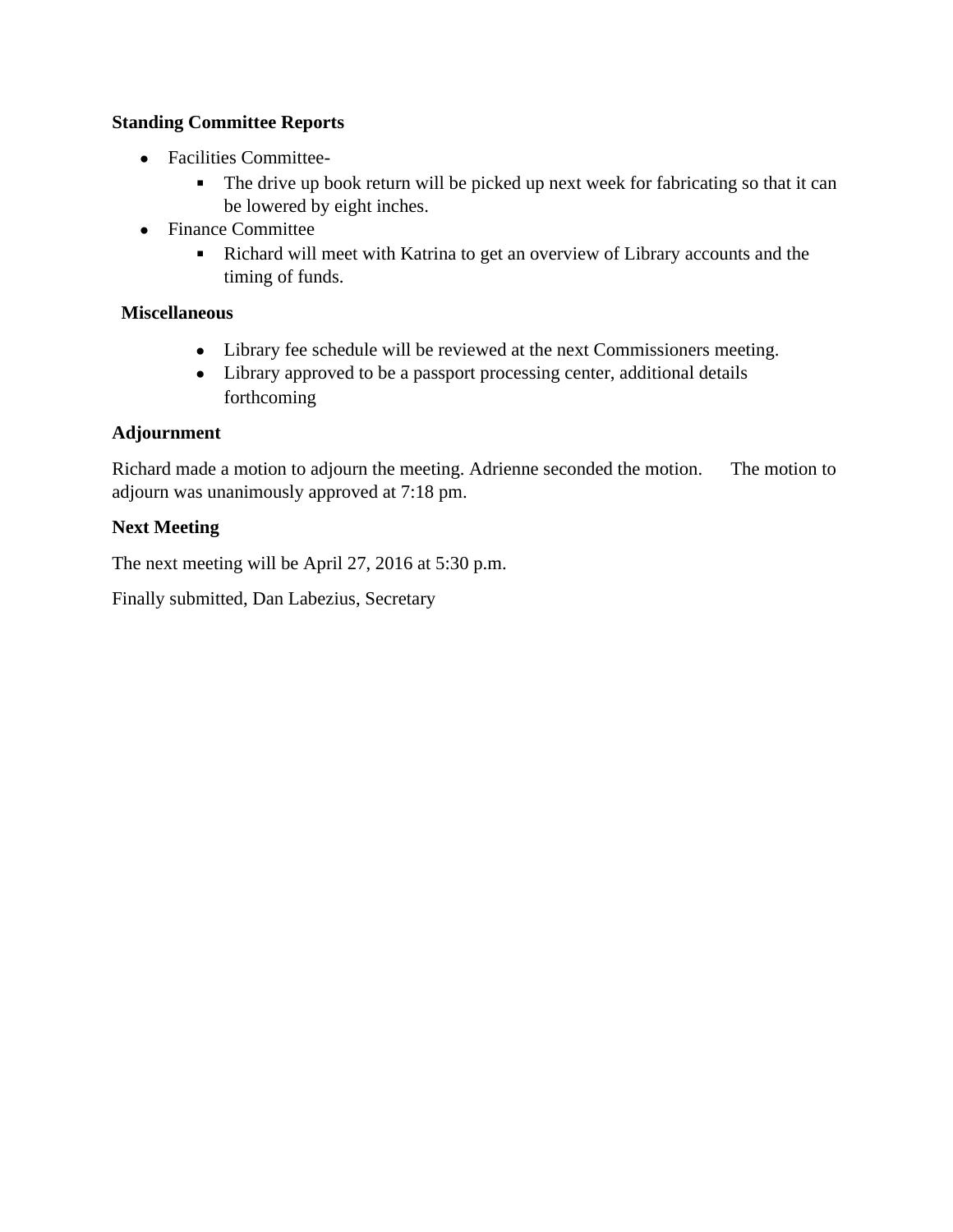**Standing Committee Reports**

- Facilities Committee-
  - The drive up book return will be picked up next week for fabricating so that it can be lowered by eight inches.
- Finance Committee
  - Richard will meet with Katrina to get an overview of Library accounts and the timing of funds.

**Miscellaneous**

- Library fee schedule will be reviewed at the next Commissioners meeting.
- Library approved to be a passport processing center, additional details forthcoming

**Adjournment**

Richard made a motion to adjourn the meeting. Adrienne seconded the motion. The motion to adjourn was unanimously approved at 7:18 pm.

**Next Meeting**

The next meeting will be April 27, 2016 at 5:30 p.m.

Finally submitted, Dan Labezius, Secretary